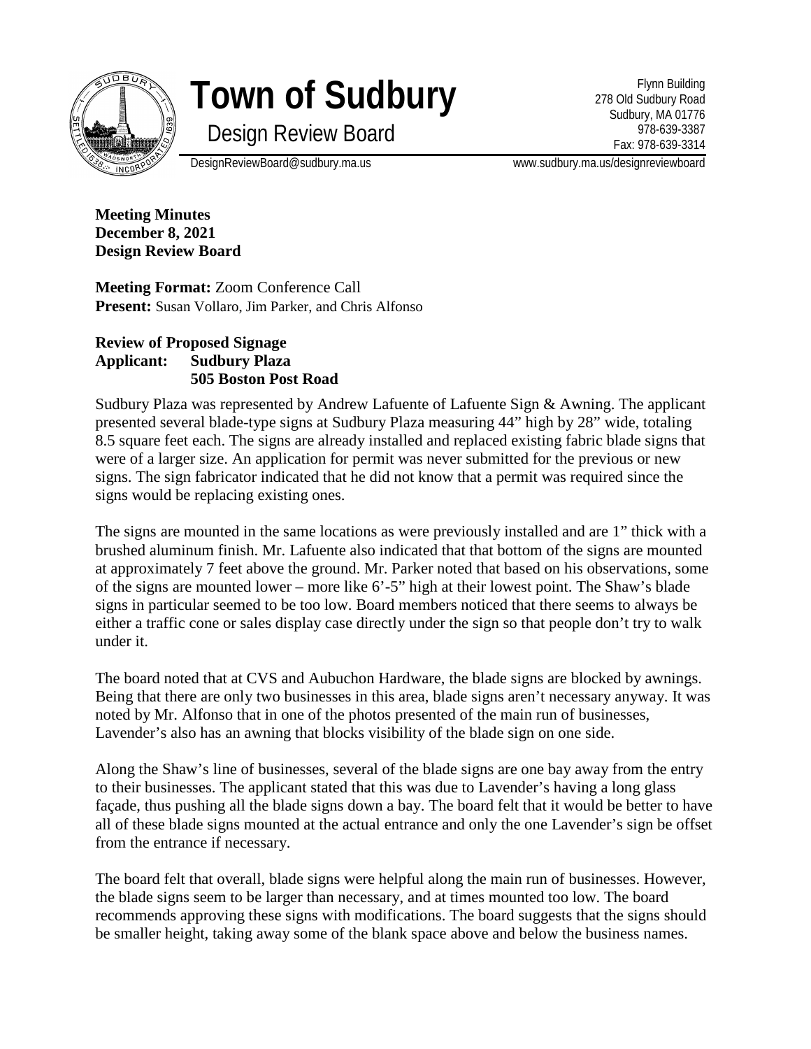# Town of Sudbury

## Design Review Board

Flynn Building
278 Old Sudbury Road
Sudbury, MA 01776
978-639-3387
Fax: 978-639-3314

DesignReviewBoard@sudbury.ma.us    www.sudbury.ma.us/designreviewboard

**Meeting Minutes**
**December 8, 2021**
**Design Review Board**

**Meeting Format:** Zoom Conference Call
**Present:** Susan Vollaro, Jim Parker, and Chris Alfonso

**Review of Proposed Signage**
**Applicant: Sudbury Plaza**
**505 Boston Post Road**

Sudbury Plaza was represented by Andrew Lafuente of Lafuente Sign & Awning. The applicant presented several blade-type signs at Sudbury Plaza measuring 44" high by 28" wide, totaling 8.5 square feet each. The signs are already installed and replaced existing fabric blade signs that were of a larger size. An application for permit was never submitted for the previous or new signs. The sign fabricator indicated that he did not know that a permit was required since the signs would be replacing existing ones.

The signs are mounted in the same locations as were previously installed and are 1" thick with a brushed aluminum finish. Mr. Lafuente also indicated that that bottom of the signs are mounted at approximately 7 feet above the ground. Mr. Parker noted that based on his observations, some of the signs are mounted lower – more like 6'-5" high at their lowest point. The Shaw's blade signs in particular seemed to be too low. Board members noticed that there seems to always be either a traffic cone or sales display case directly under the sign so that people don't try to walk under it.

The board noted that at CVS and Aubuchon Hardware, the blade signs are blocked by awnings. Being that there are only two businesses in this area, blade signs aren't necessary anyway. It was noted by Mr. Alfonso that in one of the photos presented of the main run of businesses, Lavender's also has an awning that blocks visibility of the blade sign on one side.

Along the Shaw's line of businesses, several of the blade signs are one bay away from the entry to their businesses. The applicant stated that this was due to Lavender's having a long glass façade, thus pushing all the blade signs down a bay. The board felt that it would be better to have all of these blade signs mounted at the actual entrance and only the one Lavender's sign be offset from the entrance if necessary.

The board felt that overall, blade signs were helpful along the main run of businesses. However, the blade signs seem to be larger than necessary, and at times mounted too low. The board recommends approving these signs with modifications. The board suggests that the signs should be smaller height, taking away some of the blank space above and below the business names.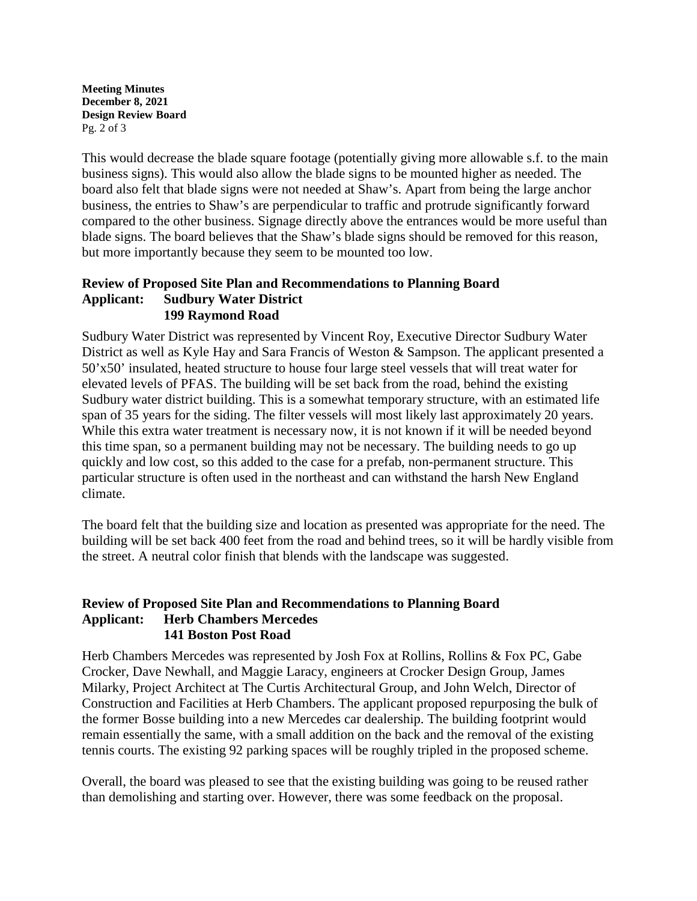This would decrease the blade square footage (potentially giving more allowable s.f. to the main business signs). This would also allow the blade signs to be mounted higher as needed. The board also felt that blade signs were not needed at Shaw's. Apart from being the large anchor business, the entries to Shaw's are perpendicular to traffic and protrude significantly forward compared to the other business. Signage directly above the entrances would be more useful than blade signs. The board believes that the Shaw's blade signs should be removed for this reason, but more importantly because they seem to be mounted too low.

**Review of Proposed Site Plan and Recommendations to Planning Board**
**Applicant: Sudbury Water District**
**199 Raymond Road**

Sudbury Water District was represented by Vincent Roy, Executive Director Sudbury Water District as well as Kyle Hay and Sara Francis of Weston & Sampson. The applicant presented a 50'x50' insulated, heated structure to house four large steel vessels that will treat water for elevated levels of PFAS. The building will be set back from the road, behind the existing Sudbury water district building. This is a somewhat temporary structure, with an estimated life span of 35 years for the siding. The filter vessels will most likely last approximately 20 years. While this extra water treatment is necessary now, it is not known if it will be needed beyond this time span, so a permanent building may not be necessary. The building needs to go up quickly and low cost, so this added to the case for a prefab, non-permanent structure. This particular structure is often used in the northeast and can withstand the harsh New England climate.

The board felt that the building size and location as presented was appropriate for the need. The building will be set back 400 feet from the road and behind trees, so it will be hardly visible from the street. A neutral color finish that blends with the landscape was suggested.

**Review of Proposed Site Plan and Recommendations to Planning Board**
**Applicant: Herb Chambers Mercedes**
**141 Boston Post Road**

Herb Chambers Mercedes was represented by Josh Fox at Rollins, Rollins & Fox PC, Gabe Crocker, Dave Newhall, and Maggie Laracy, engineers at Crocker Design Group, James Milarky, Project Architect at The Curtis Architectural Group, and John Welch, Director of Construction and Facilities at Herb Chambers. The applicant proposed repurposing the bulk of the former Bosse building into a new Mercedes car dealership. The building footprint would remain essentially the same, with a small addition on the back and the removal of the existing tennis courts. The existing 92 parking spaces will be roughly tripled in the proposed scheme.

Overall, the board was pleased to see that the existing building was going to be reused rather than demolishing and starting over. However, there was some feedback on the proposal.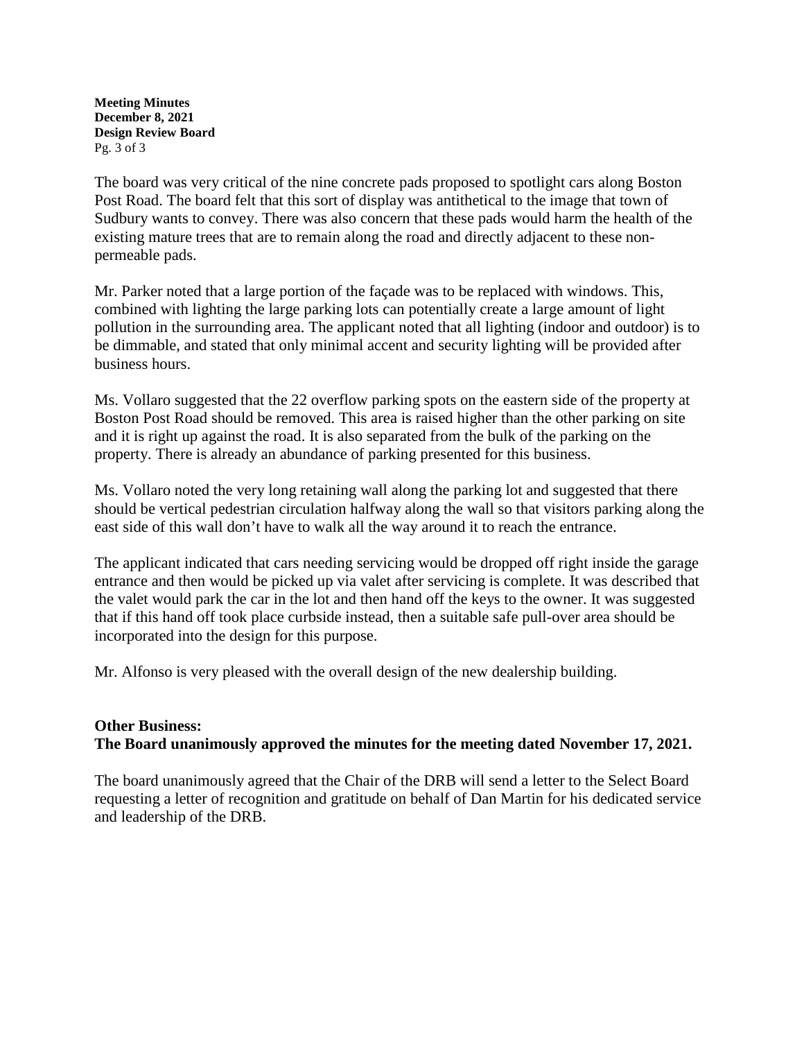The board was very critical of the nine concrete pads proposed to spotlight cars along Boston Post Road. The board felt that this sort of display was antithetical to the image that town of Sudbury wants to convey. There was also concern that these pads would harm the health of the existing mature trees that are to remain along the road and directly adjacent to these non-permeable pads.

Mr. Parker noted that a large portion of the façade was to be replaced with windows. This, combined with lighting the large parking lots can potentially create a large amount of light pollution in the surrounding area. The applicant noted that all lighting (indoor and outdoor) is to be dimmable, and stated that only minimal accent and security lighting will be provided after business hours.

Ms. Vollaro suggested that the 22 overflow parking spots on the eastern side of the property at Boston Post Road should be removed. This area is raised higher than the other parking on site and it is right up against the road. It is also separated from the bulk of the parking on the property. There is already an abundance of parking presented for this business.

Ms. Vollaro noted the very long retaining wall along the parking lot and suggested that there should be vertical pedestrian circulation halfway along the wall so that visitors parking along the east side of this wall don't have to walk all the way around it to reach the entrance.

The applicant indicated that cars needing servicing would be dropped off right inside the garage entrance and then would be picked up via valet after servicing is complete. It was described that the valet would park the car in the lot and then hand off the keys to the owner. It was suggested that if this hand off took place curbside instead, then a suitable safe pull-over area should be incorporated into the design for this purpose.

Mr. Alfonso is very pleased with the overall design of the new dealership building.

**Other Business:**

**The Board unanimously approved the minutes for the meeting dated November 17, 2021.**

The board unanimously agreed that the Chair of the DRB will send a letter to the Select Board requesting a letter of recognition and gratitude on behalf of Dan Martin for his dedicated service and leadership of the DRB.